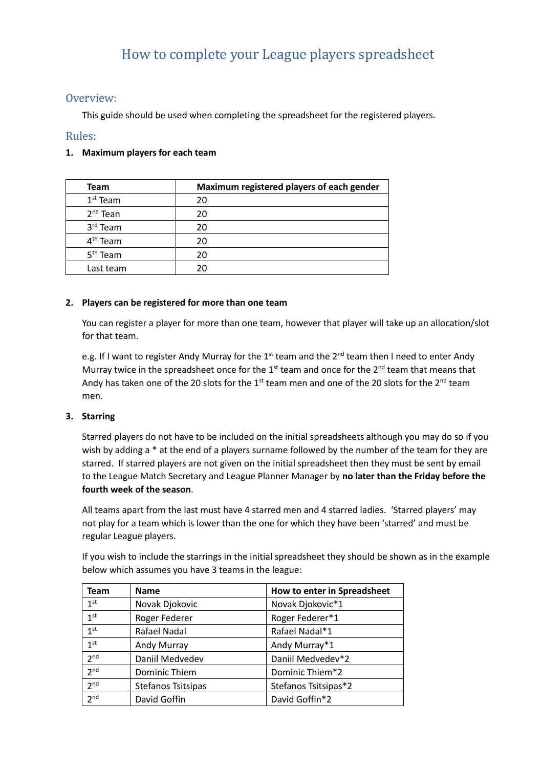# How to complete your League players spreadsheet

## Overview:

This guide should be used when completing the spreadsheet for the registered players.

## Rules:

**1. Maximum players for each team**

| Team | Maximum registered players of each gender |
|---|---|
| 1st Team | 20 |
| 2nd Tean | 20 |
| 3rd Team | 20 |
| 4th Team | 20 |
| 5th Team | 20 |
| Last team | 20 |

**2. Players can be registered for more than one team**

You can register a player for more than one team, however that player will take up an allocation/slot for that team.

e.g. If I want to register Andy Murray for the 1st team and the 2nd team then I need to enter Andy Murray twice in the spreadsheet once for the 1st team and once for the 2nd team that means that Andy has taken one of the 20 slots for the 1st team men and one of the 20 slots for the 2nd team men.

**3. Starring**

Starred players do not have to be included on the initial spreadsheets although you may do so if you wish by adding a * at the end of a players surname followed by the number of the team for they are starred. If starred players are not given on the initial spreadsheet then they must be sent by email to the League Match Secretary and League Planner Manager by **no later than the Friday before the fourth week of the season**.

All teams apart from the last must have 4 starred men and 4 starred ladies. 'Starred players' may not play for a team which is lower than the one for which they have been 'starred' and must be regular League players.

If you wish to include the starrings in the initial spreadsheet they should be shown as in the example below which assumes you have 3 teams in the league:

| Team | Name | How to enter in Spreadsheet |
|---|---|---|
| 1st | Novak Djokovic | Novak Djokovic*1 |
| 1st | Roger Federer | Roger Federer*1 |
| 1st | Rafael Nadal | Rafael Nadal*1 |
| 1st | Andy Murray | Andy Murray*1 |
| 2nd | Daniil Medvedev | Daniil Medvedev*2 |
| 2nd | Dominic Thiem | Dominic Thiem*2 |
| 2nd | Stefanos Tsitsipas | Stefanos Tsitsipas*2 |
| 2nd | David Goffin | David Goffin*2 |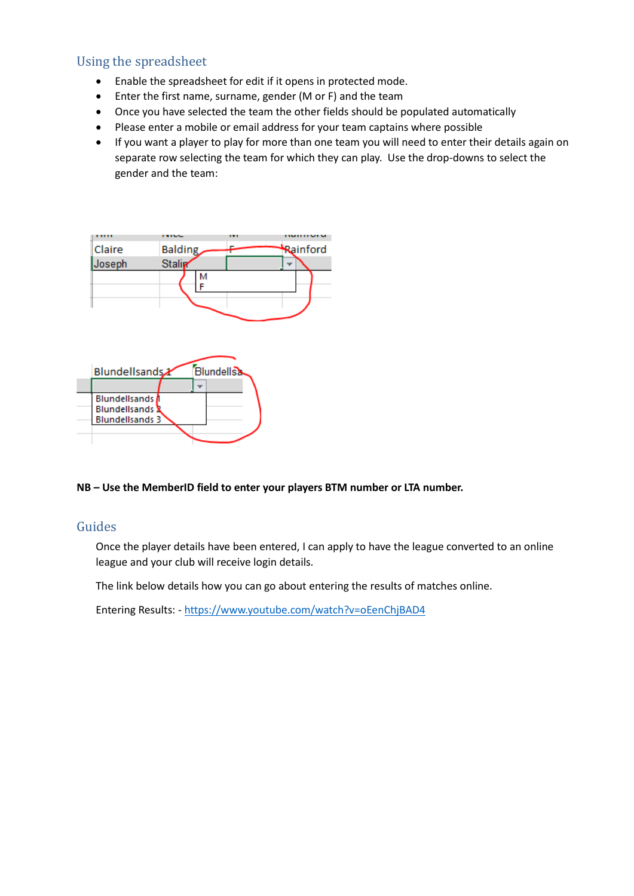## Using the spreadsheet

- Enable the spreadsheet for edit if it opens in protected mode.
- Enter the first name, surname, gender (M or F) and the team
- Once you have selected the team the other fields should be populated automatically
- Please enter a mobile or email address for your team captains where possible
- If you want a player to play for more than one team you will need to enter their details again on separate row selecting the team for which they can play. Use the drop-downs to select the gender and the team:

**NB – Use the MemberID field to enter your players BTM number or LTA number.**

## Guides

Once the player details have been entered, I can apply to have the league converted to an online league and your club will receive login details.

The link below details how you can go about entering the results of matches online.

Entering Results: - https://www.youtube.com/watch?v=oEenChjBAD4